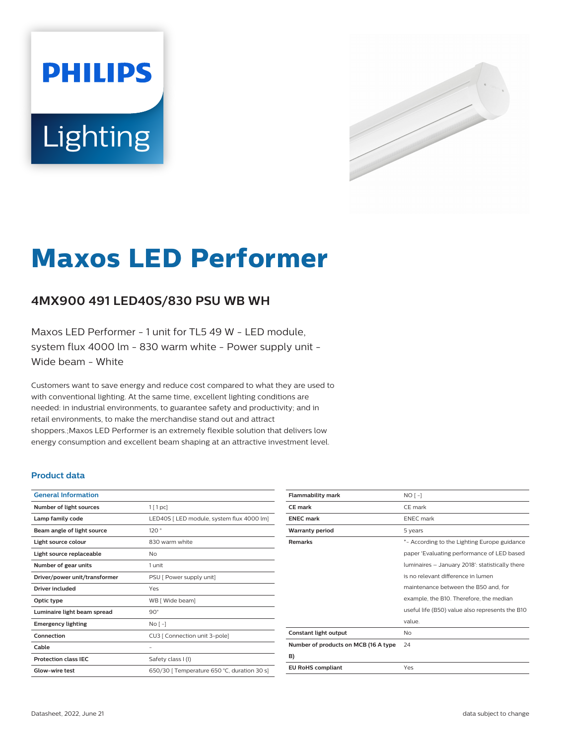PHILIPS Lighting

# Maxos LED Performer

## 4MX900 491 LED40S/830 PSU WB WH

Maxos LED Performer - 1 unit for TL5 49 W - LED module, system flux 4000 lm - 830 warm white - Power supply unit - Wide beam - White

Customers want to save energy and reduce cost compared to what they are used to with conventional lighting. At the same time, excellent lighting conditions are needed: in industrial environments, to guarantee safety and productivity; and in retail environments, to make the merchandise stand out and attract shoppers.;Maxos LED Performer is an extremely flexible solution that delivers low energy consumption and excellent beam shaping at an attractive investment level.

### Product data

| General Information | |
|---|---|
| Number of light sources | 1 [ 1 pc] |
| Lamp family code | LED40S [ LED module, system flux 4000 lm] |
| Beam angle of light source | 120 ° |
| Light source colour | 830 warm white |
| Light source replaceable | No |
| Number of gear units | 1 unit |
| Driver/power unit/transformer | PSU [ Power supply unit] |
| Driver included | Yes |
| Optic type | WB [ Wide beam] |
| Luminaire light beam spread | 90° |
| Emergency lighting | No [ -] |
| Connection | CU3 [ Connection unit 3-pole] |
| Cable | - |
| Protection class IEC | Safety class I (I) |
| Glow-wire test | 650/30 [ Temperature 650 °C, duration 30 s] |
| Flammability mark | NO [ -] |
| CE mark | CE mark |
| ENEC mark | ENEC mark |
| Warranty period | 5 years |
| Remarks | *- According to the Lighting Europe guidance paper 'Evaluating performance of LED based luminaires – January 2018': statistically there is no relevant difference in lumen maintenance between the B50 and, for example, the B10. Therefore, the median useful life (B50) value also represents the B10 value. |
| Constant light output | No |
| Number of products on MCB (16 A type B) | 24 |
| EU RoHS compliant | Yes |

Datasheet, 2022, June 21

data subject to change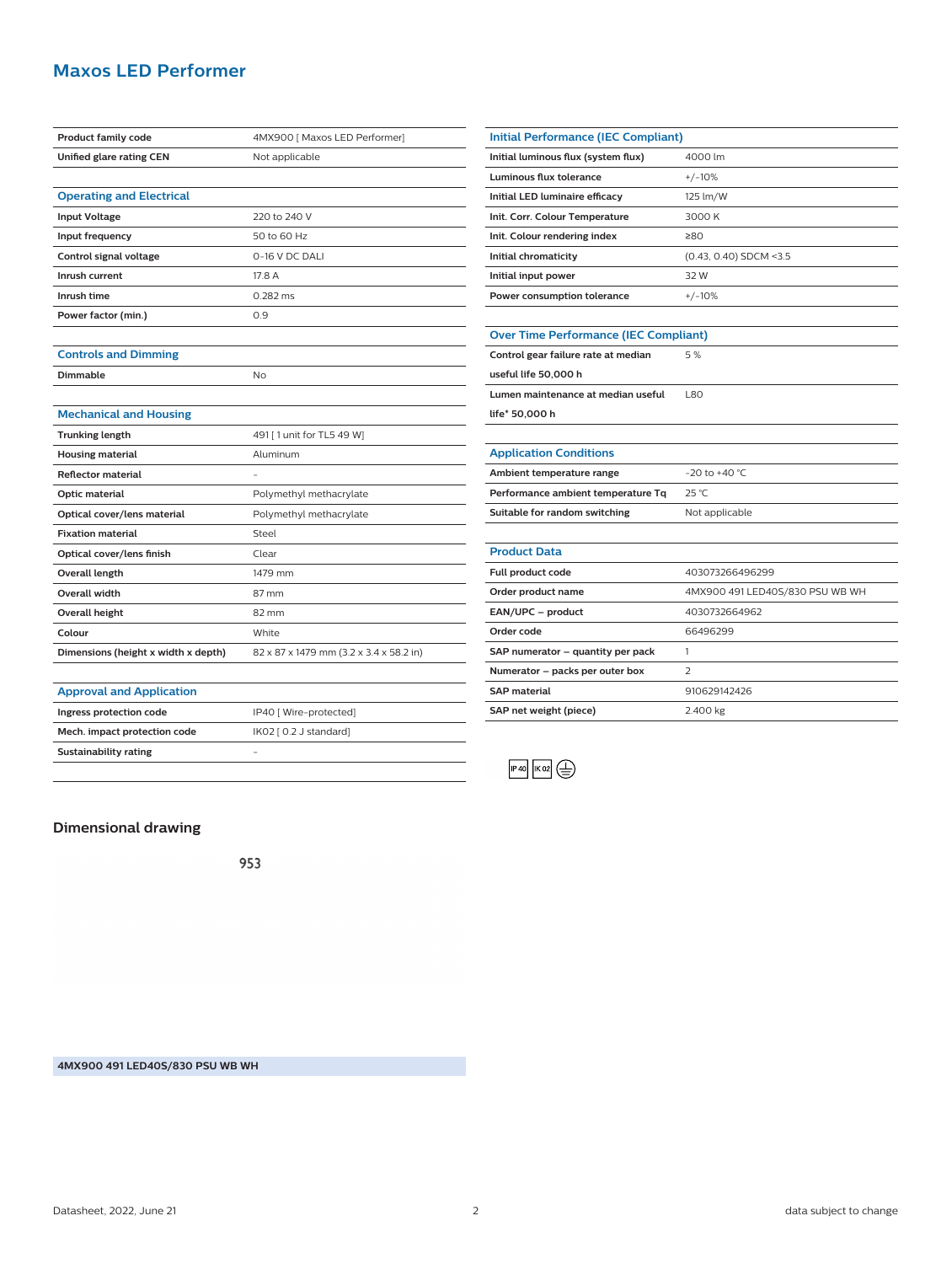# Maxos LED Performer

| | |
|---|---|
| **Product family code** | 4MX900 [ Maxos LED Performer] |
| **Unified glare rating CEN** | Not applicable |

## Operating and Electrical

| | |
|---|---|
| **Input Voltage** | 220 to 240 V |
| **Input frequency** | 50 to 60 Hz |
| **Control signal voltage** | 0-16 V DC DALI |
| **Inrush current** | 17.8 A |
| **Inrush time** | 0.282 ms |
| **Power factor (min.)** | 0.9 |

## Controls and Dimming

| | |
|---|---|
| **Dimmable** | No |

## Mechanical and Housing

| | |
|---|---|
| **Trunking length** | 491 [ 1 unit for TL5 49 W] |
| **Housing material** | Aluminum |
| **Reflector material** | - |
| **Optic material** | Polymethyl methacrylate |
| **Optical cover/lens material** | Polymethyl methacrylate |
| **Fixation material** | Steel |
| **Optical cover/lens finish** | Clear |
| **Overall length** | 1479 mm |
| **Overall width** | 87 mm |
| **Overall height** | 82 mm |
| **Colour** | White |
| **Dimensions (height x width x depth)** | 82 x 87 x 1479 mm (3.2 x 3.4 x 58.2 in) |

## Approval and Application

| | |
|---|---|
| **Ingress protection code** | IP40 [ Wire-protected] |
| **Mech. impact protection code** | IK02 [ 0.2 J standard] |
| **Sustainability rating** | - |

## Initial Performance (IEC Compliant)

| | |
|---|---|
| **Initial luminous flux (system flux)** | 4000 lm |
| **Luminous flux tolerance** | +/-10% |
| **Initial LED luminaire efficacy** | 125 lm/W |
| **Init. Corr. Colour Temperature** | 3000 K |
| **Init. Colour rendering index** | ≥80 |
| **Initial chromaticity** | (0.43, 0.40) SDCM <3.5 |
| **Initial input power** | 32 W |
| **Power consumption tolerance** | +/-10% |

## Over Time Performance (IEC Compliant)

| | |
|---|---|
| **Control gear failure rate at median useful life 50,000 h** | 5 % |
| **Lumen maintenance at median useful life* 50,000 h** | L80 |

## Application Conditions

| | |
|---|---|
| **Ambient temperature range** | -20 to +40 °C |
| **Performance ambient temperature Tq** | 25 °C |
| **Suitable for random switching** | Not applicable |

## Product Data

| | |
|---|---|
| **Full product code** | 403073266496299 |
| **Order product name** | 4MX900 491 LED40S/830 PSU WB WH |
| **EAN/UPC – product** | 4030732664962 |
| **Order code** | 66496299 |
| **SAP numerator – quantity per pack** | 1 |
| **Numerator – packs per outer box** | 2 |
| **SAP material** | 910629142426 |
| **SAP net weight (piece)** | 2.400 kg |

IP40 IK02

## Dimensional drawing

953

**4MX900 491 LED40S/830 PSU WB WH**

Datasheet, 2022, June 21

data subject to change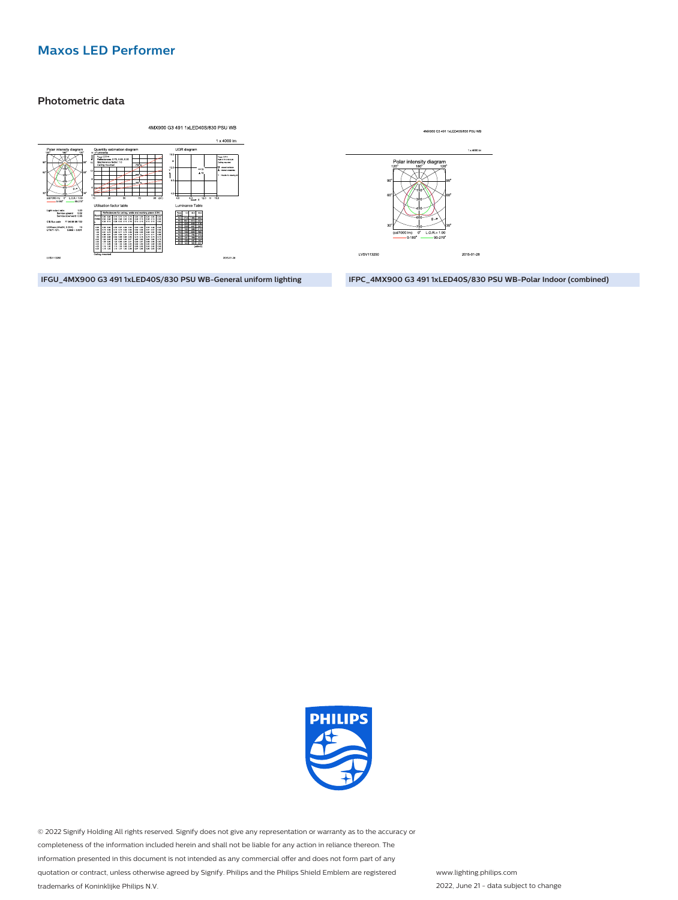## Maxos LED Performer

### Photometric data

4MX900 G3 491 1xLED40S/830 PSU WB

1 x 4000 lm

Polar intensity diagram

Quantity estimation diagram

UGR diagram

Utilisation factor table

Luminance Table

LVSV113250

2015-01-28

**IFGU_4MX900 G3 491 1xLED40S/830 PSU WB-General uniform lighting**

4MX900 G3 491 1xLED40S/830 PSU WB

1 x 4000 lm

Polar intensity diagram

120° 180° 120°

90° 90°

60° 60°

30° 30°

150

300

450

600

750

(cd/1000 lm) 0° L.O.R.= 1.00

0-180° 90-270°

LVSV113250

2015-01-28

**IFPC_4MX900 G3 491 1xLED40S/830 PSU WB-Polar Indoor (combined)**

© 2022 Signify Holding All rights reserved. Signify does not give any representation or warranty as to the accuracy or completeness of the information included herein and shall not be liable for any action in reliance thereon. The information presented in this document is not intended as any commercial offer and does not form part of any quotation or contract, unless otherwise agreed by Signify. Philips and the Philips Shield Emblem are registered trademarks of Koninklijke Philips N.V.

www.lighting.philips.com

2022, June 21 - data subject to change